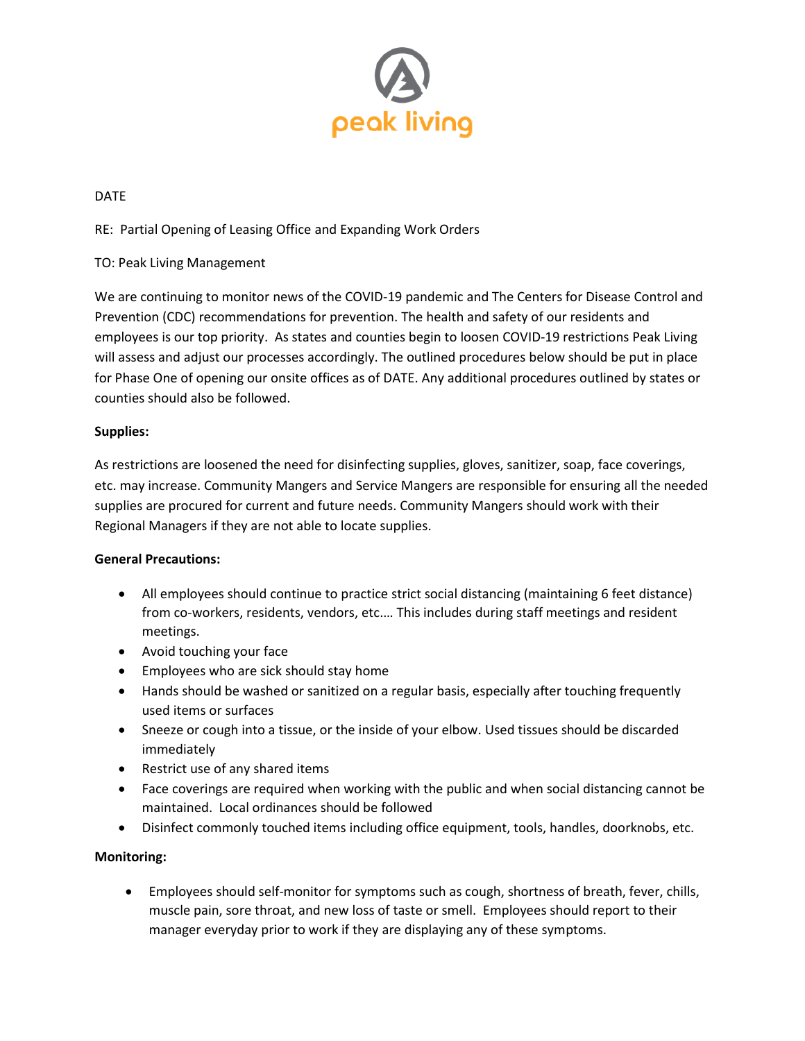peak living

DATE

RE: Partial Opening of Leasing Office and Expanding Work Orders

TO: Peak Living Management

We are continuing to monitor news of the COVID-19 pandemic and The Centers for Disease Control and Prevention (CDC) recommendations for prevention. The health and safety of our residents and employees is our top priority. As states and counties begin to loosen COVID-19 restrictions Peak Living will assess and adjust our processes accordingly. The outlined procedures below should be put in place for Phase One of opening our onsite offices as of DATE. Any additional procedures outlined by states or counties should also be followed.

**Supplies:**

As restrictions are loosened the need for disinfecting supplies, gloves, sanitizer, soap, face coverings, etc. may increase. Community Mangers and Service Mangers are responsible for ensuring all the needed supplies are procured for current and future needs. Community Mangers should work with their Regional Managers if they are not able to locate supplies.

**General Precautions:**

- All employees should continue to practice strict social distancing (maintaining 6 feet distance) from co-workers, residents, vendors, etc.… This includes during staff meetings and resident meetings.
- Avoid touching your face
- Employees who are sick should stay home
- Hands should be washed or sanitized on a regular basis, especially after touching frequently used items or surfaces
- Sneeze or cough into a tissue, or the inside of your elbow. Used tissues should be discarded immediately
- Restrict use of any shared items
- Face coverings are required when working with the public and when social distancing cannot be maintained. Local ordinances should be followed
- Disinfect commonly touched items including office equipment, tools, handles, doorknobs, etc.

**Monitoring:**

- Employees should self-monitor for symptoms such as cough, shortness of breath, fever, chills, muscle pain, sore throat, and new loss of taste or smell. Employees should report to their manager everyday prior to work if they are displaying any of these symptoms.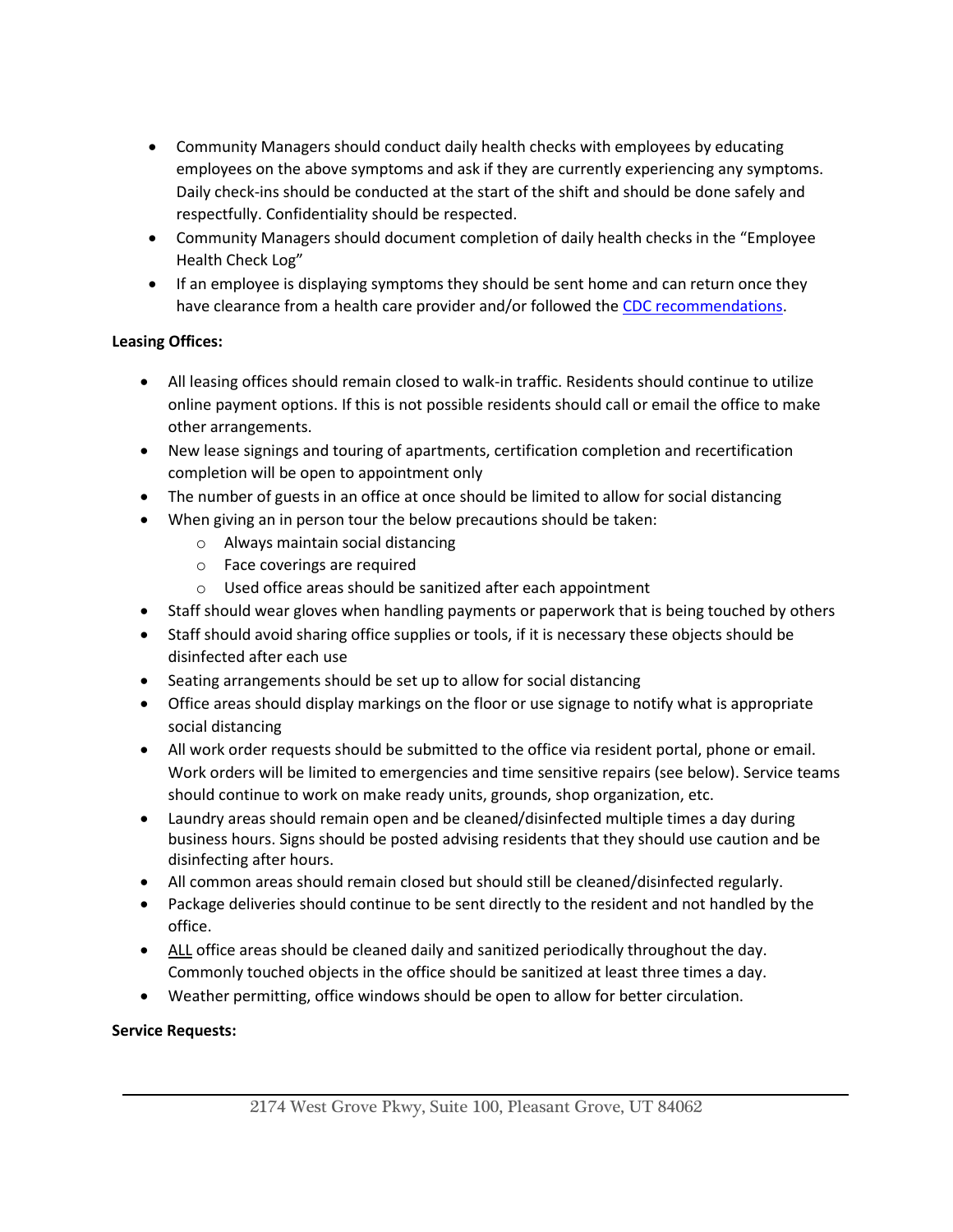- Community Managers should conduct daily health checks with employees by educating employees on the above symptoms and ask if they are currently experiencing any symptoms. Daily check-ins should be conducted at the start of the shift and should be done safely and respectfully. Confidentiality should be respected.
- Community Managers should document completion of daily health checks in the "Employee Health Check Log"
- If an employee is displaying symptoms they should be sent home and can return once they have clearance from a health care provider and/or followed the [CDC recommendations](#).

**Leasing Offices:**

- All leasing offices should remain closed to walk-in traffic. Residents should continue to utilize online payment options. If this is not possible residents should call or email the office to make other arrangements.
- New lease signings and touring of apartments, certification completion and recertification completion will be open to appointment only
- The number of guests in an office at once should be limited to allow for social distancing
- When giving an in person tour the below precautions should be taken:
  - Always maintain social distancing
  - Face coverings are required
  - Used office areas should be sanitized after each appointment
- Staff should wear gloves when handling payments or paperwork that is being touched by others
- Staff should avoid sharing office supplies or tools, if it is necessary these objects should be disinfected after each use
- Seating arrangements should be set up to allow for social distancing
- Office areas should display markings on the floor or use signage to notify what is appropriate social distancing
- All work order requests should be submitted to the office via resident portal, phone or email. Work orders will be limited to emergencies and time sensitive repairs (see below). Service teams should continue to work on make ready units, grounds, shop organization, etc.
- Laundry areas should remain open and be cleaned/disinfected multiple times a day during business hours. Signs should be posted advising residents that they should use caution and be disinfecting after hours.
- All common areas should remain closed but should still be cleaned/disinfected regularly.
- Package deliveries should continue to be sent directly to the resident and not handled by the office.
- <u>ALL</u> office areas should be cleaned daily and sanitized periodically throughout the day. Commonly touched objects in the office should be sanitized at least three times a day.
- Weather permitting, office windows should be open to allow for better circulation.

**Service Requests:**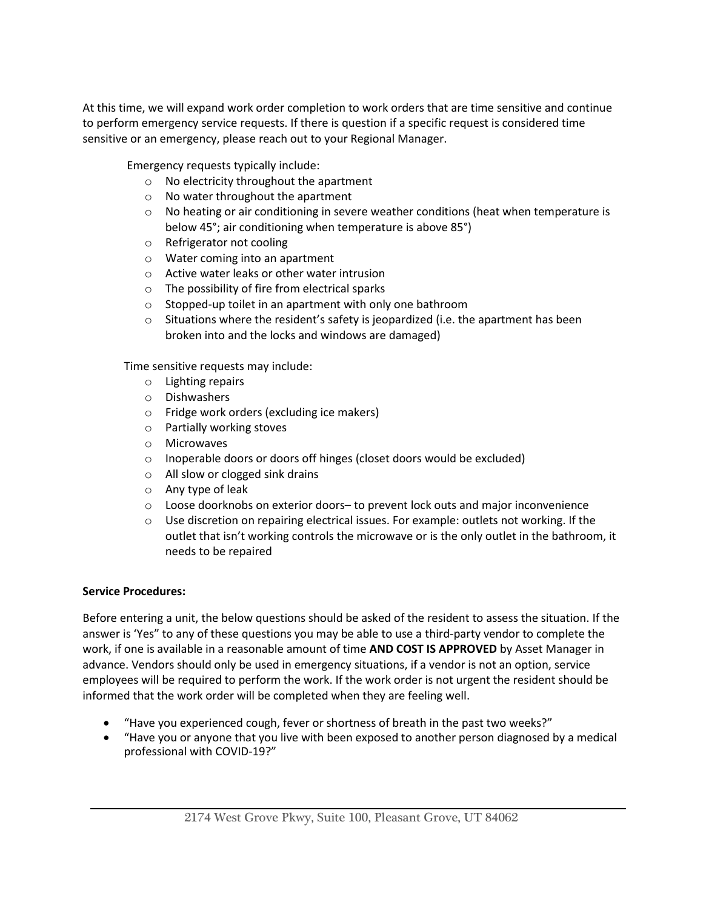At this time, we will expand work order completion to work orders that are time sensitive and continue to perform emergency service requests. If there is question if a specific request is considered time sensitive or an emergency, please reach out to your Regional Manager.

Emergency requests typically include:

- No electricity throughout the apartment
- No water throughout the apartment
- No heating or air conditioning in severe weather conditions (heat when temperature is below 45°; air conditioning when temperature is above 85°)
- Refrigerator not cooling
- Water coming into an apartment
- Active water leaks or other water intrusion
- The possibility of fire from electrical sparks
- Stopped-up toilet in an apartment with only one bathroom
- Situations where the resident's safety is jeopardized (i.e. the apartment has been broken into and the locks and windows are damaged)

Time sensitive requests may include:

- Lighting repairs
- Dishwashers
- Fridge work orders (excluding ice makers)
- Partially working stoves
- Microwaves
- Inoperable doors or doors off hinges (closet doors would be excluded)
- All slow or clogged sink drains
- Any type of leak
- Loose doorknobs on exterior doors– to prevent lock outs and major inconvenience
- Use discretion on repairing electrical issues. For example: outlets not working. If the outlet that isn't working controls the microwave or is the only outlet in the bathroom, it needs to be repaired

**Service Procedures:**

Before entering a unit, the below questions should be asked of the resident to assess the situation. If the answer is 'Yes" to any of these questions you may be able to use a third-party vendor to complete the work, if one is available in a reasonable amount of time **AND COST IS APPROVED** by Asset Manager in advance. Vendors should only be used in emergency situations, if a vendor is not an option, service employees will be required to perform the work. If the work order is not urgent the resident should be informed that the work order will be completed when they are feeling well.

- "Have you experienced cough, fever or shortness of breath in the past two weeks?"
- "Have you or anyone that you live with been exposed to another person diagnosed by a medical professional with COVID-19?"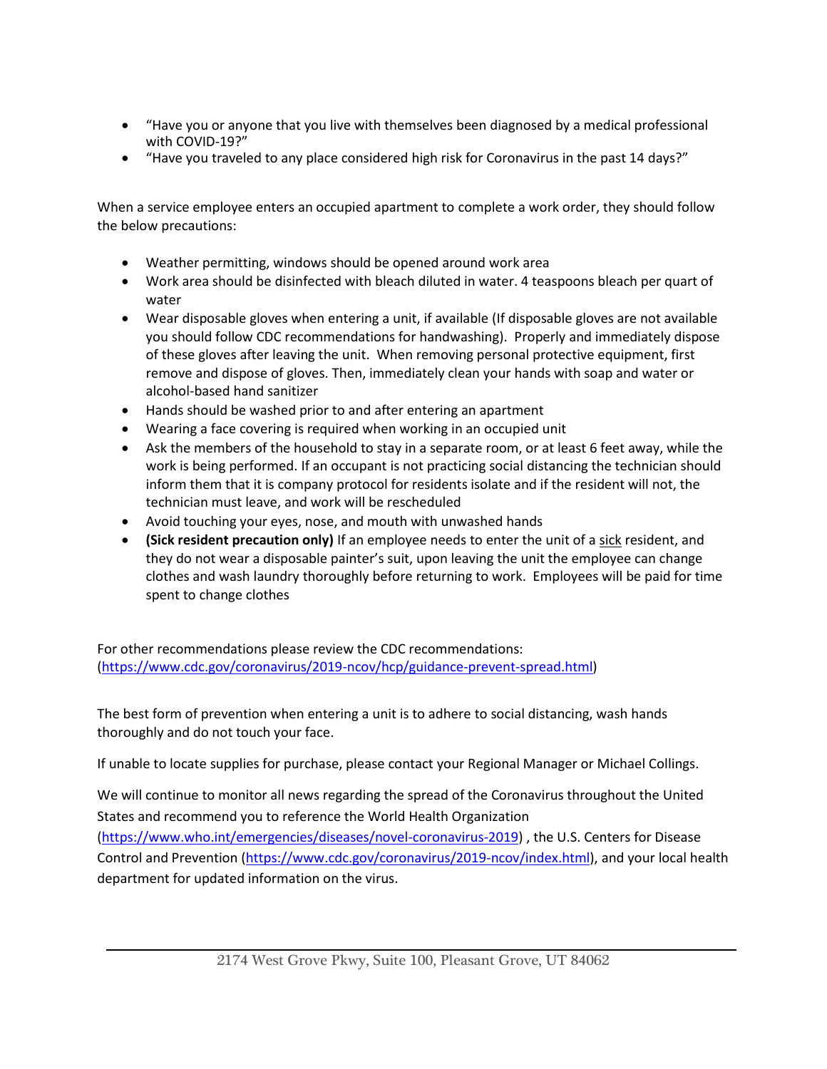- "Have you or anyone that you live with themselves been diagnosed by a medical professional with COVID-19?"
- "Have you traveled to any place considered high risk for Coronavirus in the past 14 days?"

When a service employee enters an occupied apartment to complete a work order, they should follow the below precautions:

- Weather permitting, windows should be opened around work area
- Work area should be disinfected with bleach diluted in water. 4 teaspoons bleach per quart of water
- Wear disposable gloves when entering a unit, if available (If disposable gloves are not available you should follow CDC recommendations for handwashing). Properly and immediately dispose of these gloves after leaving the unit. When removing personal protective equipment, first remove and dispose of gloves. Then, immediately clean your hands with soap and water or alcohol-based hand sanitizer
- Hands should be washed prior to and after entering an apartment
- Wearing a face covering is required when working in an occupied unit
- Ask the members of the household to stay in a separate room, or at least 6 feet away, while the work is being performed. If an occupant is not practicing social distancing the technician should inform them that it is company protocol for residents isolate and if the resident will not, the technician must leave, and work will be rescheduled
- Avoid touching your eyes, nose, and mouth with unwashed hands
- **(Sick resident precaution only)** If an employee needs to enter the unit of a sick resident, and they do not wear a disposable painter's suit, upon leaving the unit the employee can change clothes and wash laundry thoroughly before returning to work. Employees will be paid for time spent to change clothes

For other recommendations please review the CDC recommendations: (https://www.cdc.gov/coronavirus/2019-ncov/hcp/guidance-prevent-spread.html)

The best form of prevention when entering a unit is to adhere to social distancing, wash hands thoroughly and do not touch your face.

If unable to locate supplies for purchase, please contact your Regional Manager or Michael Collings.

We will continue to monitor all news regarding the spread of the Coronavirus throughout the United States and recommend you to reference the World Health Organization (https://www.who.int/emergencies/diseases/novel-coronavirus-2019) , the U.S. Centers for Disease Control and Prevention (https://www.cdc.gov/coronavirus/2019-ncov/index.html), and your local health department for updated information on the virus.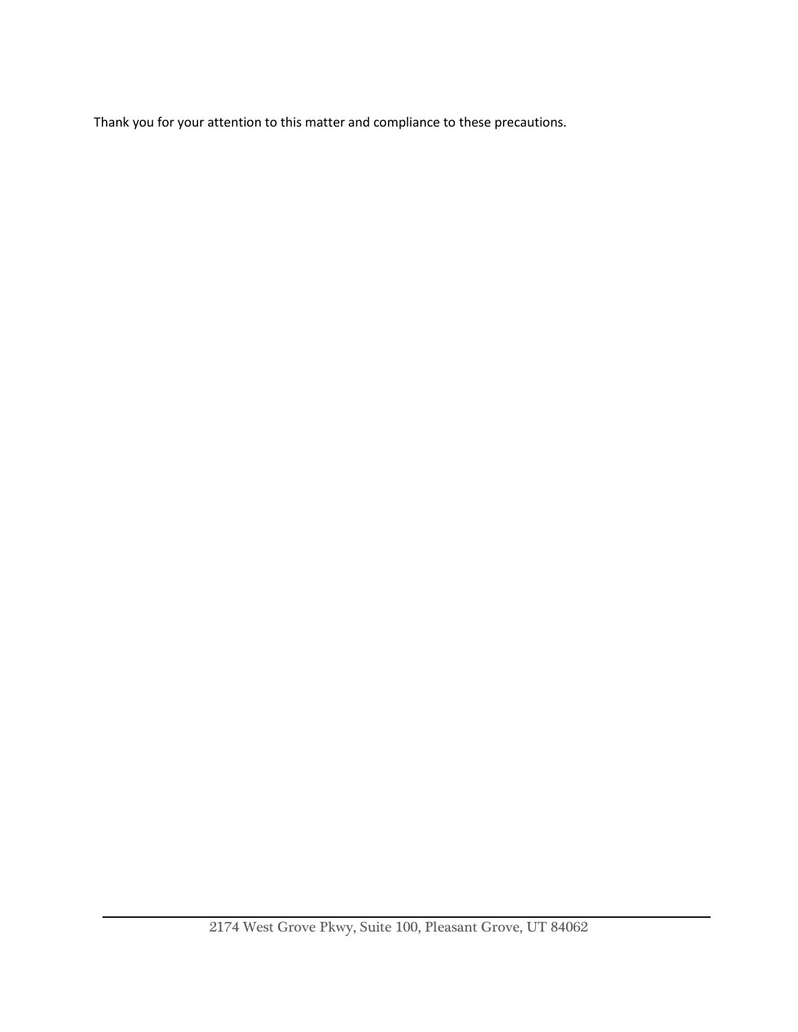Thank you for your attention to this matter and compliance to these precautions.